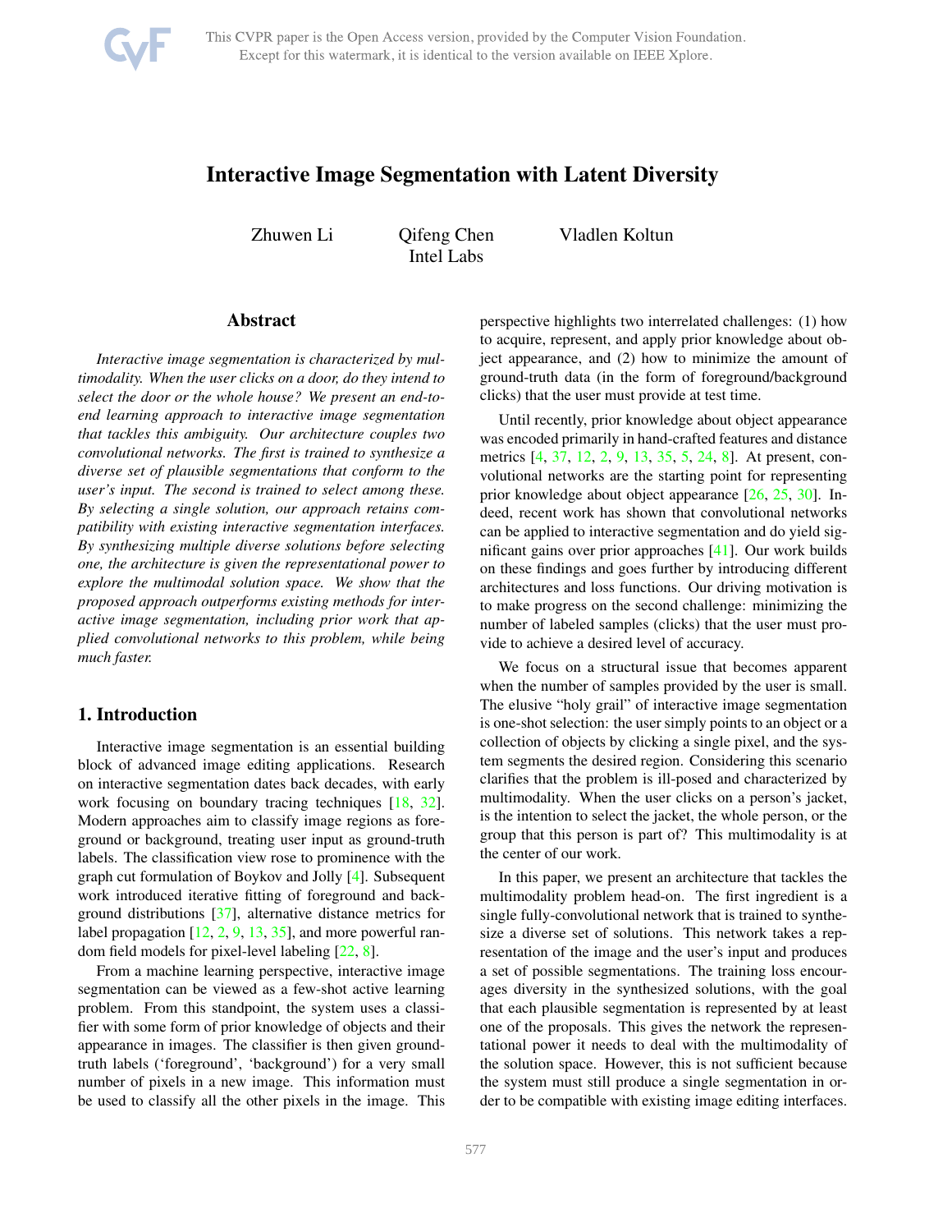# Interactive Image Segmentation with Latent Diversity

Zhuwen Li Qifeng Chen Vladlen Koltun
Intel Labs

## Abstract

*Interactive image segmentation is characterized by multimodality. When the user clicks on a door, do they intend to select the door or the whole house? We present an end-to-end learning approach to interactive image segmentation that tackles this ambiguity. Our architecture couples two convolutional networks. The first is trained to synthesize a diverse set of plausible segmentations that conform to the user's input. The second is trained to select among these. By selecting a single solution, our approach retains compatibility with existing interactive segmentation interfaces. By synthesizing multiple diverse solutions before selecting one, the architecture is given the representational power to explore the multimodal solution space. We show that the proposed approach outperforms existing methods for interactive image segmentation, including prior work that applied convolutional networks to this problem, while being much faster.*

## 1. Introduction

Interactive image segmentation is an essential building block of advanced image editing applications. Research on interactive segmentation dates back decades, with early work focusing on boundary tracing techniques [18, 32]. Modern approaches aim to classify image regions as foreground or background, treating user input as ground-truth labels. The classification view rose to prominence with the graph cut formulation of Boykov and Jolly [4]. Subsequent work introduced iterative fitting of foreground and background distributions [37], alternative distance metrics for label propagation [12, 2, 9, 13, 35], and more powerful random field models for pixel-level labeling [22, 8].

From a machine learning perspective, interactive image segmentation can be viewed as a few-shot active learning problem. From this standpoint, the system uses a classifier with some form of prior knowledge of objects and their appearance in images. The classifier is then given ground-truth labels ('foreground', 'background') for a very small number of pixels in a new image. This information must be used to classify all the other pixels in the image. This perspective highlights two interrelated challenges: (1) how to acquire, represent, and apply prior knowledge about object appearance, and (2) how to minimize the amount of ground-truth data (in the form of foreground/background clicks) that the user must provide at test time.

Until recently, prior knowledge about object appearance was encoded primarily in hand-crafted features and distance metrics [4, 37, 12, 2, 9, 13, 35, 5, 24, 8]. At present, convolutional networks are the starting point for representing prior knowledge about object appearance [26, 25, 30]. Indeed, recent work has shown that convolutional networks can be applied to interactive segmentation and do yield significant gains over prior approaches [41]. Our work builds on these findings and goes further by introducing different architectures and loss functions. Our driving motivation is to make progress on the second challenge: minimizing the number of labeled samples (clicks) that the user must provide to achieve a desired level of accuracy.

We focus on a structural issue that becomes apparent when the number of samples provided by the user is small. The elusive "holy grail" of interactive image segmentation is one-shot selection: the user simply points to an object or a collection of objects by clicking a single pixel, and the system segments the desired region. Considering this scenario clarifies that the problem is ill-posed and characterized by multimodality. When the user clicks on a person's jacket, is the intention to select the jacket, the whole person, or the group that this person is part of? This multimodality is at the center of our work.

In this paper, we present an architecture that tackles the multimodality problem head-on. The first ingredient is a single fully-convolutional network that is trained to synthesize a diverse set of solutions. This network takes a representation of the image and the user's input and produces a set of possible segmentations. The training loss encourages diversity in the synthesized solutions, with the goal that each plausible segmentation is represented by at least one of the proposals. This gives the network the representational power it needs to deal with the multimodality of the solution space. However, this is not sufficient because the system must still produce a single segmentation in order to be compatible with existing image editing interfaces.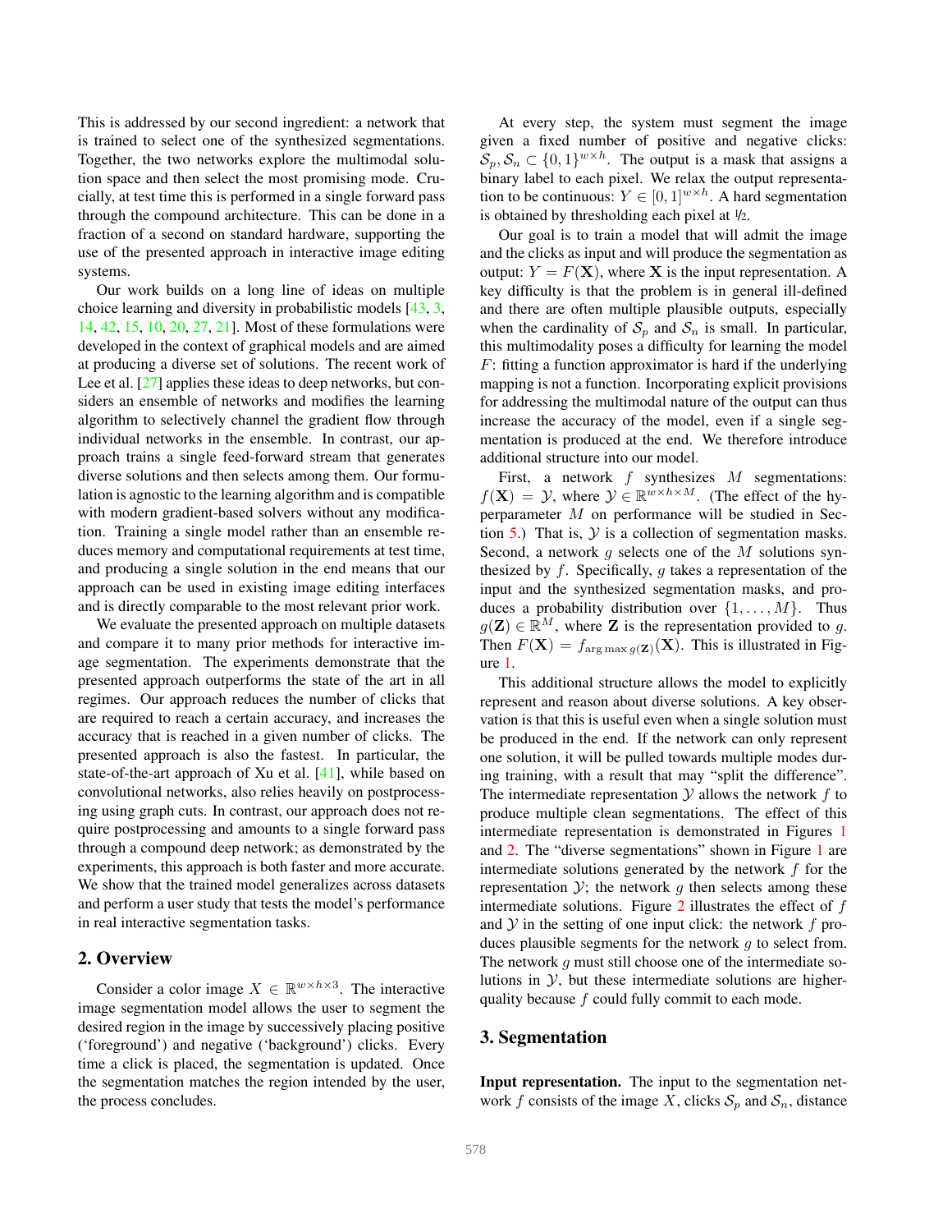This is addressed by our second ingredient: a network that is trained to select one of the synthesized segmentations. Together, the two networks explore the multimodal solution space and then select the most promising mode. Crucially, at test time this is performed in a single forward pass through the compound architecture. This can be done in a fraction of a second on standard hardware, supporting the use of the presented approach in interactive image editing systems.

Our work builds on a long line of ideas on multiple choice learning and diversity in probabilistic models [43, 3, 14, 42, 15, 10, 20, 27, 21]. Most of these formulations were developed in the context of graphical models and are aimed at producing a diverse set of solutions. The recent work of Lee et al. [27] applies these ideas to deep networks, but considers an ensemble of networks and modifies the learning algorithm to selectively channel the gradient flow through individual networks in the ensemble. In contrast, our approach trains a single feed-forward stream that generates diverse solutions and then selects among them. Our formulation is agnostic to the learning algorithm and is compatible with modern gradient-based solvers without any modification. Training a single model rather than an ensemble reduces memory and computational requirements at test time, and producing a single solution in the end means that our approach can be used in existing image editing interfaces and is directly comparable to the most relevant prior work.

We evaluate the presented approach on multiple datasets and compare it to many prior methods for interactive image segmentation. The experiments demonstrate that the presented approach outperforms the state of the art in all regimes. Our approach reduces the number of clicks that are required to reach a certain accuracy, and increases the accuracy that is reached in a given number of clicks. The presented approach is also the fastest. In particular, the state-of-the-art approach of Xu et al. [41], while based on convolutional networks, also relies heavily on postprocessing using graph cuts. In contrast, our approach does not require postprocessing and amounts to a single forward pass through a compound deep network; as demonstrated by the experiments, this approach is both faster and more accurate. We show that the trained model generalizes across datasets and perform a user study that tests the model's performance in real interactive segmentation tasks.

## 2. Overview

Consider a color image $X \in \mathbb{R}^{w \times h \times 3}$. The interactive image segmentation model allows the user to segment the desired region in the image by successively placing positive ('foreground') and negative ('background') clicks. Every time a click is placed, the segmentation is updated. Once the segmentation matches the region intended by the user, the process concludes.

At every step, the system must segment the image given a fixed number of positive and negative clicks: $\mathcal{S}_p, \mathcal{S}_n \subset \{0,1\}^{w \times h}$. The output is a mask that assigns a binary label to each pixel. We relax the output representation to be continuous: $Y \in [0,1]^{w \times h}$. A hard segmentation is obtained by thresholding each pixel at $1/2$.

Our goal is to train a model that will admit the image and the clicks as input and will produce the segmentation as output: $Y = F(\mathbf{X})$, where $\mathbf{X}$ is the input representation. A key difficulty is that the problem is in general ill-defined and there are often multiple plausible outputs, especially when the cardinality of $\mathcal{S}_p$ and $\mathcal{S}_n$ is small. In particular, this multimodality poses a difficulty for learning the model $F$: fitting a function approximator is hard if the underlying mapping is not a function. Incorporating explicit provisions for addressing the multimodal nature of the output can thus increase the accuracy of the model, even if a single segmentation is produced at the end. We therefore introduce additional structure into our model.

First, a network $f$ synthesizes $M$ segmentations: $f(\mathbf{X}) = \mathcal{Y}$, where $\mathcal{Y} \in \mathbb{R}^{w \times h \times M}$. (The effect of the hyperparameter $M$ on performance will be studied in Section 5.) That is, $\mathcal{Y}$ is a collection of segmentation masks. Second, a network $g$ selects one of the $M$ solutions synthesized by $f$. Specifically, $g$ takes a representation of the input and the synthesized segmentation masks, and produces a probability distribution over $\{1, \ldots, M\}$. Thus $g(\mathbf{Z}) \in \mathbb{R}^M$, where $\mathbf{Z}$ is the representation provided to $g$. Then $F(\mathbf{X}) = f_{\arg\max g(\mathbf{Z})}(\mathbf{X})$. This is illustrated in Figure 1.

This additional structure allows the model to explicitly represent and reason about diverse solutions. A key observation is that this is useful even when a single solution must be produced in the end. If the network can only represent one solution, it will be pulled towards multiple modes during training, with a result that may "split the difference". The intermediate representation $\mathcal{Y}$ allows the network $f$ to produce multiple clean segmentations. The effect of this intermediate representation is demonstrated in Figures 1 and 2. The "diverse segmentations" shown in Figure 1 are intermediate solutions generated by the network $f$ for the representation $\mathcal{Y}$; the network $g$ then selects among these intermediate solutions. Figure 2 illustrates the effect of $f$ and $\mathcal{Y}$ in the setting of one input click: the network $f$ produces plausible segments for the network $g$ to select from. The network $g$ must still choose one of the intermediate solutions in $\mathcal{Y}$, but these intermediate solutions are higher-quality because $f$ could fully commit to each mode.

## 3. Segmentation

**Input representation.** The input to the segmentation network $f$ consists of the image $X$, clicks $\mathcal{S}_p$ and $\mathcal{S}_n$, distance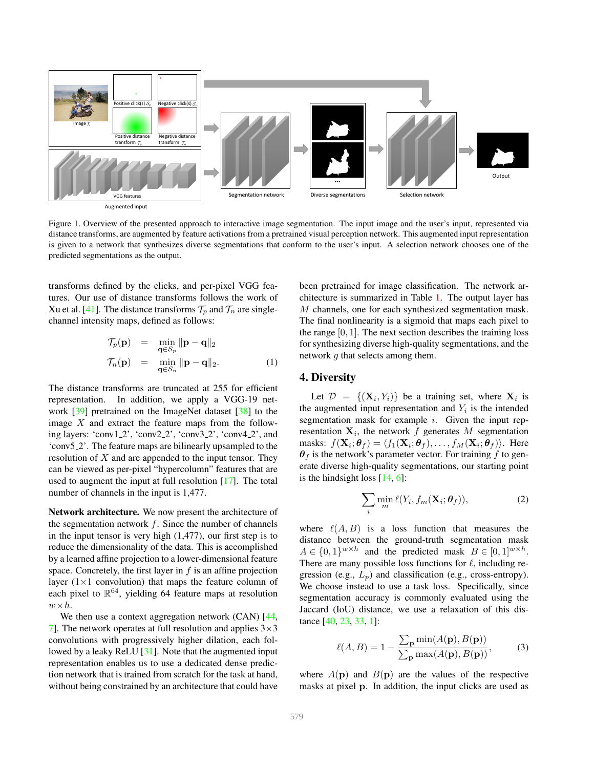Figure 1. Overview of the presented approach to interactive image segmentation. The input image and the user's input, represented via distance transforms, are augmented by feature activations from a pretrained visual perception network. This augmented input representation is given to a network that synthesizes diverse segmentations that conform to the user's input. A selection network chooses one of the predicted segmentations as the output.

transforms defined by the clicks, and per-pixel VGG features. Our use of distance transforms follows the work of Xu et al. [41]. The distance transforms $\mathcal{T}_p$ and $\mathcal{T}_n$ are single-channel intensity maps, defined as follows:

$$\begin{aligned}\mathcal{T}_p(\mathbf{p}) &= \min_{\mathbf{q}\in\mathcal{S}_p} \|\mathbf{p}-\mathbf{q}\|_2 \\ \mathcal{T}_n(\mathbf{p}) &= \min_{\mathbf{q}\in\mathcal{S}_n} \|\mathbf{p}-\mathbf{q}\|_2.\end{aligned} \tag{1}$$

The distance transforms are truncated at 255 for efficient representation. In addition, we apply a VGG-19 network [39] pretrained on the ImageNet dataset [38] to the image $X$ and extract the feature maps from the following layers: 'conv1_2', 'conv2_2', 'conv3_2', 'conv4_2', and 'conv5_2'. The feature maps are bilinearly upsampled to the resolution of $X$ and are appended to the input tensor. They can be viewed as per-pixel "hypercolumn" features that are used to augment the input at full resolution [17]. The total number of channels in the input is 1,477.

**Network architecture.** We now present the architecture of the segmentation network $f$. Since the number of channels in the input tensor is very high (1,477), our first step is to reduce the dimensionality of the data. This is accomplished by a learned affine projection to a lower-dimensional feature space. Concretely, the first layer in $f$ is an affine projection layer ($1\times1$ convolution) that maps the feature column of each pixel to $\mathbb{R}^{64}$, yielding 64 feature maps at resolution $w\times h$.

We then use a context aggregation network (CAN) [44, 7]. The network operates at full resolution and applies $3\times3$ convolutions with progressively higher dilation, each followed by a leaky ReLU [31]. Note that the augmented input representation enables us to use a dedicated dense prediction network that is trained from scratch for the task at hand, without being constrained by an architecture that could have been pretrained for image classification. The network architecture is summarized in Table 1. The output layer has $M$ channels, one for each synthesized segmentation mask. The final nonlinearity is a sigmoid that maps each pixel to the range $[0, 1]$. The next section describes the training loss for synthesizing diverse high-quality segmentations, and the network $g$ that selects among them.

## 4. Diversity

Let $\mathcal{D} = \{(\mathbf{X}_i, Y_i)\}$ be a training set, where $\mathbf{X}_i$ is the augmented input representation and $Y_i$ is the intended segmentation mask for example $i$. Given the input representation $\mathbf{X}_i$, the network $f$ generates $M$ segmentation masks: $f(\mathbf{X}_i;\boldsymbol{\theta}_f) = \langle f_1(\mathbf{X}_i;\boldsymbol{\theta}_f), \ldots, f_M(\mathbf{X}_i;\boldsymbol{\theta}_f)\rangle$. Here $\boldsymbol{\theta}_f$ is the network's parameter vector. For training $f$ to generate diverse high-quality segmentations, our starting point is the hindsight loss [14, 6]:

$$\sum_i \min_m \ell(Y_i, f_m(\mathbf{X}_i;\boldsymbol{\theta}_f)), \tag{2}$$

where $\ell(A, B)$ is a loss function that measures the distance between the ground-truth segmentation mask $A \in \{0,1\}^{w\times h}$ and the predicted mask $B \in [0,1]^{w\times h}$. There are many possible loss functions for $\ell$, including regression (e.g., $L_p$) and classification (e.g., cross-entropy). We choose instead to use a task loss. Specifically, since segmentation accuracy is commonly evaluated using the Jaccard (IoU) distance, we use a relaxation of this distance [40, 23, 33, 1]:

$$\ell(A, B) = 1 - \frac{\sum_{\mathbf{p}} \min(A(\mathbf{p}), B(\mathbf{p}))}{\sum_{\mathbf{p}} \max(A(\mathbf{p}), B(\mathbf{p}))}, \tag{3}$$

where $A(\mathbf{p})$ and $B(\mathbf{p})$ are the values of the respective masks at pixel $\mathbf{p}$. In addition, the input clicks are used as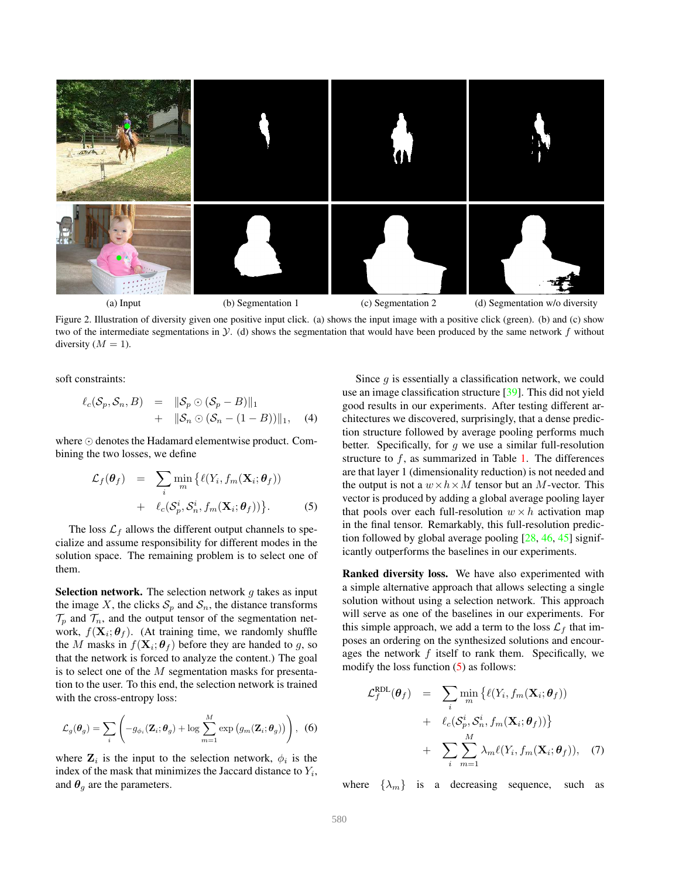(a) Input (b) Segmentation 1 (c) Segmentation 2 (d) Segmentation w/o diversity

Figure 2. Illustration of diversity given one positive input click. (a) shows the input image with a positive click (green). (b) and (c) show two of the intermediate segmentations in $\mathcal{Y}$. (d) shows the segmentation that would have been produced by the same network $f$ without diversity ($M = 1$).

soft constraints:

$$\begin{aligned} \ell_c(\mathcal{S}_p, \mathcal{S}_n, B) &= \|\mathcal{S}_p \odot (\mathcal{S}_p - B)\|_1 \\ &+ \|\mathcal{S}_n \odot (\mathcal{S}_n - (1 - B))\|_1, \end{aligned} \quad (4)$$

where $\odot$ denotes the Hadamard elementwise product. Combining the two losses, we define

$$\begin{aligned} \mathcal{L}_f(\boldsymbol{\theta}_f) &= \sum_i \min_m \big\{ \ell(Y_i, f_m(\mathbf{X}_i; \boldsymbol{\theta}_f)) \\ &+ \ell_c(\mathcal{S}_p^i, \mathcal{S}_n^i, f_m(\mathbf{X}_i; \boldsymbol{\theta}_f)) \big\}. \end{aligned} \quad (5)$$

The loss $\mathcal{L}_f$ allows the different output channels to specialize and assume responsibility for different modes in the solution space. The remaining problem is to select one of them.

**Selection network.** The selection network $g$ takes as input the image $X$, the clicks $\mathcal{S}_p$ and $\mathcal{S}_n$, the distance transforms $\mathcal{T}_p$ and $\mathcal{T}_n$, and the output tensor of the segmentation network, $f(\mathbf{X}_i; \boldsymbol{\theta}_f)$. (At training time, we randomly shuffle the $M$ masks in $f(\mathbf{X}_i; \boldsymbol{\theta}_f)$ before they are handed to $g$, so that the network is forced to analyze the content.) The goal is to select one of the $M$ segmentation masks for presentation to the user. To this end, the selection network is trained with the cross-entropy loss:

$$\mathcal{L}_g(\boldsymbol{\theta}_g) = \sum_i \left( -g_{\phi_i}(\mathbf{Z}_i; \boldsymbol{\theta}_g) + \log \sum_{m=1}^{M} \exp\left(g_m(\mathbf{Z}_i; \boldsymbol{\theta}_g)\right) \right), \quad (6)$$

where $\mathbf{Z}_i$ is the input to the selection network, $\phi_i$ is the index of the mask that minimizes the Jaccard distance to $Y_i$, and $\boldsymbol{\theta}_g$ are the parameters.

Since $g$ is essentially a classification network, we could use an image classification structure [39]. This did not yield good results in our experiments. After testing different architectures we discovered, surprisingly, that a dense prediction structure followed by average pooling performs much better. Specifically, for $g$ we use a similar full-resolution structure to $f$, as summarized in Table 1. The differences are that layer 1 (dimensionality reduction) is not needed and the output is not a $w \times h \times M$ tensor but an $M$-vector. This vector is produced by adding a global average pooling layer that pools over each full-resolution $w \times h$ activation map in the final tensor. Remarkably, this full-resolution prediction followed by global average pooling [28, 46, 45] significantly outperforms the baselines in our experiments.

**Ranked diversity loss.** We have also experimented with a simple alternative approach that allows selecting a single solution without using a selection network. This approach will serve as one of the baselines in our experiments. For this simple approach, we add a term to the loss $\mathcal{L}_f$ that imposes an ordering on the synthesized solutions and encourages the network $f$ itself to rank them. Specifically, we modify the loss function (5) as follows:

$$\begin{aligned} \mathcal{L}_f^{\text{RDL}}(\boldsymbol{\theta}_f) &= \sum_i \min_m \big\{ \ell(Y_i, f_m(\mathbf{X}_i; \boldsymbol{\theta}_f)) \\ &+ \ell_c(\mathcal{S}_p^i, \mathcal{S}_n^i, f_m(\mathbf{X}_i; \boldsymbol{\theta}_f)) \big\} \\ &+ \sum_i \sum_{m=1}^{M} \lambda_m \ell(Y_i, f_m(\mathbf{X}_i; \boldsymbol{\theta}_f)), \end{aligned} \quad (7)$$

where $\{\lambda_m\}$ is a decreasing sequence, such as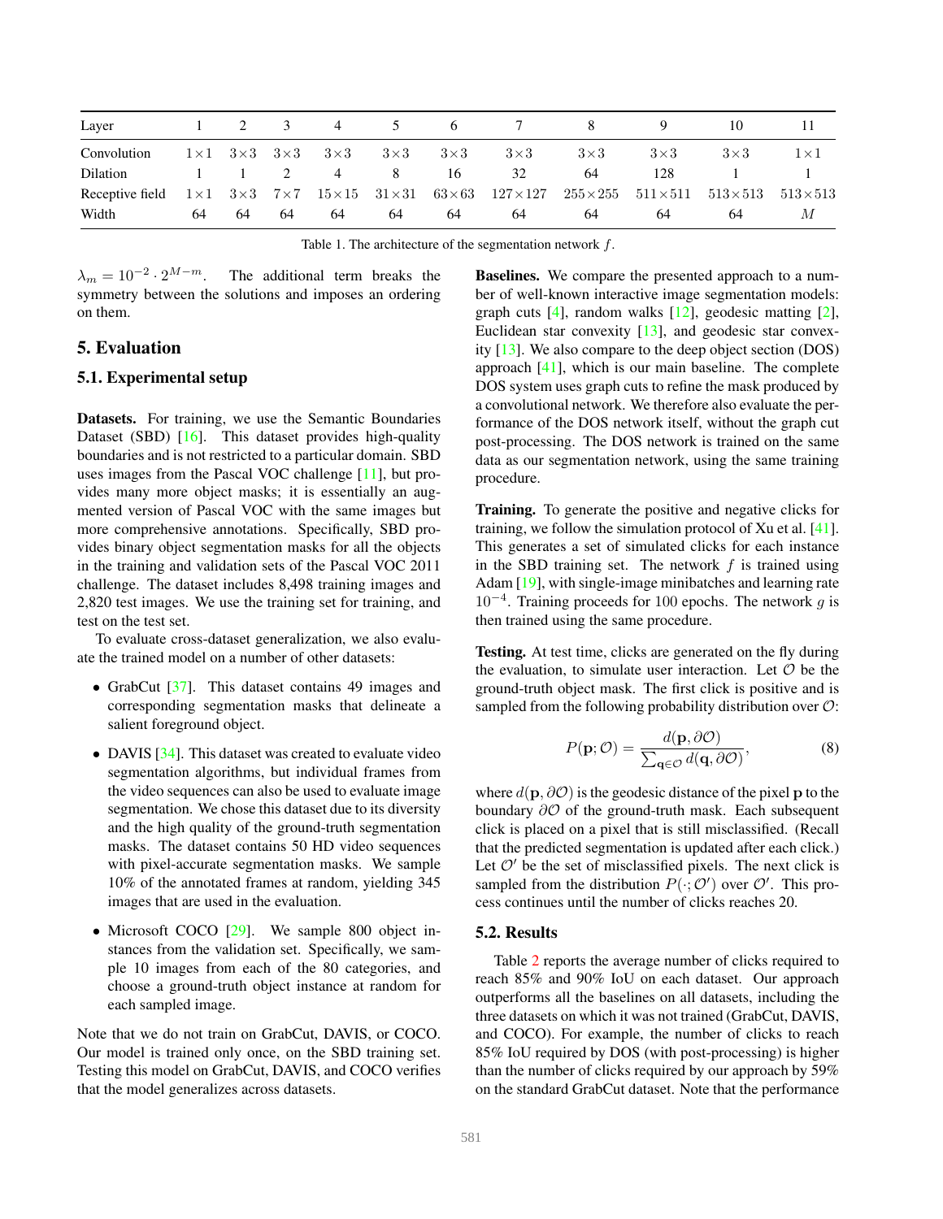| Layer | 1 | 2 | 3 | 4 | 5 | 6 | 7 | 8 | 9 | 10 | 11 |
|---|---|---|---|---|---|---|---|---|---|---|---|
| Convolution | $1\times1$ | $3\times3$ | $3\times3$ | $3\times3$ | $3\times3$ | $3\times3$ | $3\times3$ | $3\times3$ | $3\times3$ | $3\times3$ | $1\times1$ |
| Dilation | 1 | 1 | 2 | 4 | 8 | 16 | 32 | 64 | 128 | 1 | 1 |
| Receptive field | $1\times1$ | $3\times3$ | $7\times7$ | $15\times15$ | $31\times31$ | $63\times63$ | $127\times127$ | $255\times255$ | $511\times511$ | $513\times513$ | $513\times513$ |
| Width | 64 | 64 | 64 | 64 | 64 | 64 | 64 | 64 | 64 | 64 | $M$ |

Table 1. The architecture of the segmentation network $f$.

$\lambda_m = 10^{-2} \cdot 2^{M-m}$. The additional term breaks the symmetry between the solutions and imposes an ordering on them.

## 5. Evaluation

### 5.1. Experimental setup

**Datasets.** For training, we use the Semantic Boundaries Dataset (SBD) [16]. This dataset provides high-quality boundaries and is not restricted to a particular domain. SBD uses images from the Pascal VOC challenge [11], but provides many more object masks; it is essentially an augmented version of Pascal VOC with the same images but more comprehensive annotations. Specifically, SBD provides binary object segmentation masks for all the objects in the training and validation sets of the Pascal VOC 2011 challenge. The dataset includes 8,498 training images and 2,820 test images. We use the training set for training, and test on the test set.

To evaluate cross-dataset generalization, we also evaluate the trained model on a number of other datasets:

- GrabCut [37]. This dataset contains 49 images and corresponding segmentation masks that delineate a salient foreground object.
- DAVIS [34]. This dataset was created to evaluate video segmentation algorithms, but individual frames from the video sequences can also be used to evaluate image segmentation. We chose this dataset due to its diversity and the high quality of the ground-truth segmentation masks. The dataset contains 50 HD video sequences with pixel-accurate segmentation masks. We sample 10% of the annotated frames at random, yielding 345 images that are used in the evaluation.
- Microsoft COCO [29]. We sample 800 object instances from the validation set. Specifically, we sample 10 images from each of the 80 categories, and choose a ground-truth object instance at random for each sampled image.

Note that we do not train on GrabCut, DAVIS, or COCO. Our model is trained only once, on the SBD training set. Testing this model on GrabCut, DAVIS, and COCO verifies that the model generalizes across datasets.

**Baselines.** We compare the presented approach to a number of well-known interactive image segmentation models: graph cuts [4], random walks [12], geodesic matting [2], Euclidean star convexity [13], and geodesic star convexity [13]. We also compare to the deep object section (DOS) approach [41], which is our main baseline. The complete DOS system uses graph cuts to refine the mask produced by a convolutional network. We therefore also evaluate the performance of the DOS network itself, without the graph cut post-processing. The DOS network is trained on the same data as our segmentation network, using the same training procedure.

**Training.** To generate the positive and negative clicks for training, we follow the simulation protocol of Xu et al. [41]. This generates a set of simulated clicks for each instance in the SBD training set. The network $f$ is trained using Adam [19], with single-image minibatches and learning rate $10^{-4}$. Training proceeds for 100 epochs. The network $g$ is then trained using the same procedure.

**Testing.** At test time, clicks are generated on the fly during the evaluation, to simulate user interaction. Let $\mathcal{O}$ be the ground-truth object mask. The first click is positive and is sampled from the following probability distribution over $\mathcal{O}$:

$$P(\mathbf{p}; \mathcal{O}) = \frac{d(\mathbf{p}, \partial\mathcal{O})}{\sum_{\mathbf{q} \in \mathcal{O}} d(\mathbf{q}, \partial\mathcal{O})}, \tag{8}$$

where $d(\mathbf{p}, \partial\mathcal{O})$ is the geodesic distance of the pixel $\mathbf{p}$ to the boundary $\partial\mathcal{O}$ of the ground-truth mask. Each subsequent click is placed on a pixel that is still misclassified. (Recall that the predicted segmentation is updated after each click.) Let $\mathcal{O}'$ be the set of misclassified pixels. The next click is sampled from the distribution $P(\cdot; \mathcal{O}')$ over $\mathcal{O}'$. This process continues until the number of clicks reaches 20.

### 5.2. Results

Table 2 reports the average number of clicks required to reach 85% and 90% IoU on each dataset. Our approach outperforms all the baselines on all datasets, including the three datasets on which it was not trained (GrabCut, DAVIS, and COCO). For example, the number of clicks to reach 85% IoU required by DOS (with post-processing) is higher than the number of clicks required by our approach by 59% on the standard GrabCut dataset. Note that the performance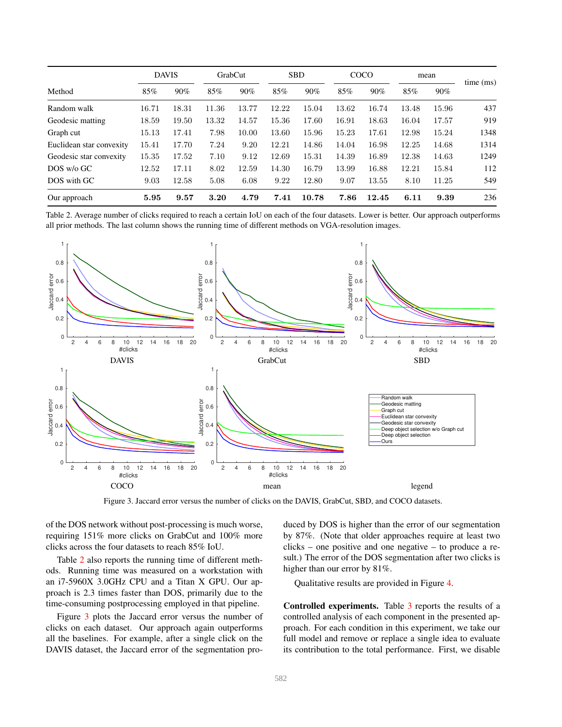| Method | DAVIS | | GrabCut | | SBD | | COCO | | mean | | time (ms) |
|---|---|---|---|---|---|---|---|---|---|---|---|
| | 85% | 90% | 85% | 90% | 85% | 90% | 85% | 90% | 85% | 90% | |
| Random walk | 16.71 | 18.31 | 11.36 | 13.77 | 12.22 | 15.04 | 13.62 | 16.74 | 13.48 | 15.96 | 437 |
| Geodesic matting | 18.59 | 19.50 | 13.32 | 14.57 | 15.36 | 17.60 | 16.91 | 18.63 | 16.04 | 17.57 | 919 |
| Graph cut | 15.13 | 17.41 | 7.98 | 10.00 | 13.60 | 15.96 | 15.23 | 17.61 | 12.98 | 15.24 | 1348 |
| Euclidean star convexity | 15.41 | 17.70 | 7.24 | 9.20 | 12.21 | 14.86 | 14.04 | 16.98 | 12.25 | 14.68 | 1314 |
| Geodesic star convexity | 15.35 | 17.52 | 7.10 | 9.12 | 12.69 | 15.31 | 14.39 | 16.89 | 12.38 | 14.63 | 1249 |
| DOS w/o GC | 12.52 | 17.11 | 8.02 | 12.59 | 14.30 | 16.79 | 13.99 | 16.88 | 12.21 | 15.84 | 112 |
| DOS with GC | 9.03 | 12.58 | 5.08 | 6.08 | 9.22 | 12.80 | 9.07 | 13.55 | 8.10 | 11.25 | 549 |
| Our approach | **5.95** | **9.57** | **3.20** | **4.79** | **7.41** | **10.78** | **7.86** | **12.45** | **6.11** | **9.39** | 236 |

Table 2. Average number of clicks required to reach a certain IoU on each of the four datasets. Lower is better. Our approach outperforms all prior methods. The last column shows the running time of different methods on VGA-resolution images.

Figure 3. Jaccard error versus the number of clicks on the DAVIS, GrabCut, SBD, and COCO datasets.

of the DOS network without post-processing is much worse, requiring 151% more clicks on GrabCut and 100% more clicks across the four datasets to reach 85% IoU.

Table 2 also reports the running time of different methods. Running time was measured on a workstation with an i7-5960X 3.0GHz CPU and a Titan X GPU. Our approach is 2.3 times faster than DOS, primarily due to the time-consuming postprocessing employed in that pipeline.

Figure 3 plots the Jaccard error versus the number of clicks on each dataset. Our approach again outperforms all the baselines. For example, after a single click on the DAVIS dataset, the Jaccard error of the segmentation produced by DOS is higher than the error of our segmentation by 87%. (Note that older approaches require at least two clicks – one positive and one negative – to produce a result.) The error of the DOS segmentation after two clicks is higher than our error by 81%.

Qualitative results are provided in Figure 4.

**Controlled experiments.** Table 3 reports the results of a controlled analysis of each component in the presented approach. For each condition in this experiment, we take our full model and remove or replace a single idea to evaluate its contribution to the total performance. First, we disable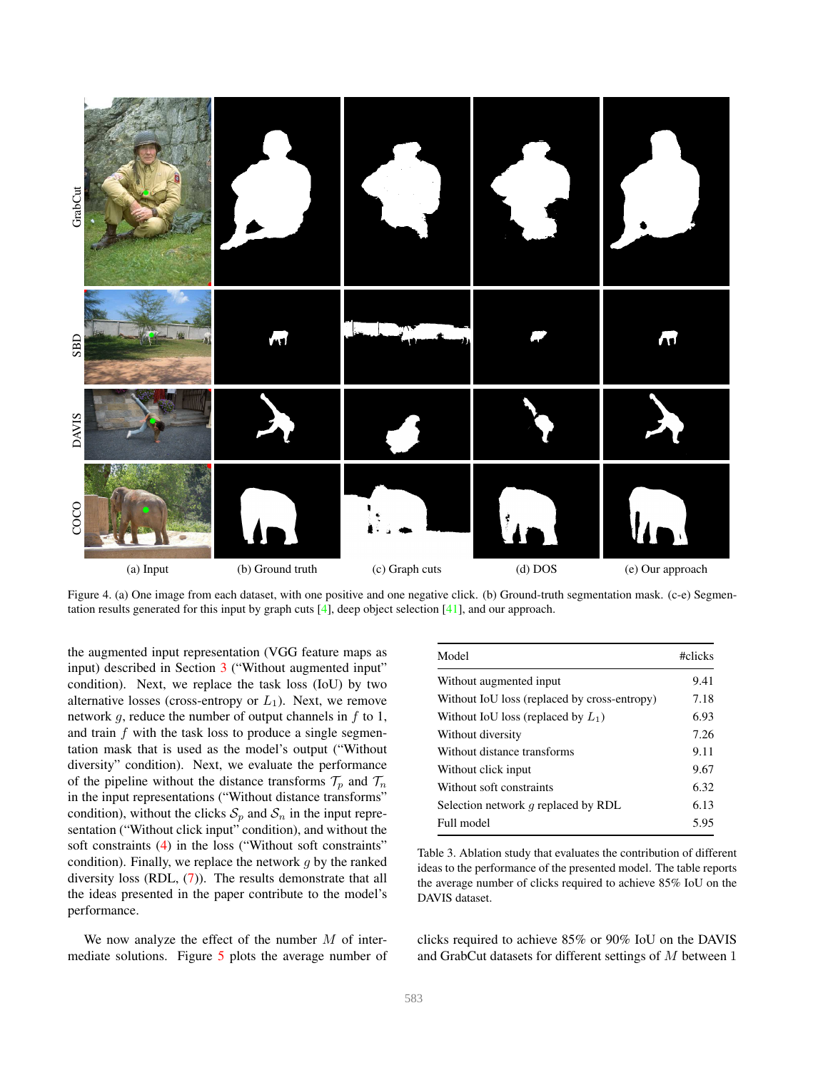(a) Input (b) Ground truth (c) Graph cuts (d) DOS (e) Our approach

Figure 4. (a) One image from each dataset, with one positive and one negative click. (b) Ground-truth segmentation mask. (c-e) Segmentation results generated for this input by graph cuts [4], deep object selection [41], and our approach.

the augmented input representation (VGG feature maps as input) described in Section 3 ("Without augmented input" condition). Next, we replace the task loss (IoU) by two alternative losses (cross-entropy or $L_1$). Next, we remove network $g$, reduce the number of output channels in $f$ to 1, and train $f$ with the task loss to produce a single segmentation mask that is used as the model's output ("Without diversity" condition). Next, we evaluate the performance of the pipeline without the distance transforms $\mathcal{T}_p$ and $\mathcal{T}_n$ in the input representations ("Without distance transforms" condition), without the clicks $\mathcal{S}_p$ and $\mathcal{S}_n$ in the input representation ("Without click input" condition), and without the soft constraints (4) in the loss ("Without soft constraints" condition). Finally, we replace the network $g$ by the ranked diversity loss (RDL, (7)). The results demonstrate that all the ideas presented in the paper contribute to the model's performance.

| Model | #clicks |
|---|---|
| Without augmented input | 9.41 |
| Without IoU loss (replaced by cross-entropy) | 7.18 |
| Without IoU loss (replaced by $L_1$) | 6.93 |
| Without diversity | 7.26 |
| Without distance transforms | 9.11 |
| Without click input | 9.67 |
| Without soft constraints | 6.32 |
| Selection network $g$ replaced by RDL | 6.13 |
| Full model | 5.95 |

Table 3. Ablation study that evaluates the contribution of different ideas to the performance of the presented model. The table reports the average number of clicks required to achieve 85% IoU on the DAVIS dataset.

We now analyze the effect of the number $M$ of intermediate solutions. Figure 5 plots the average number of clicks required to achieve 85% or 90% IoU on the DAVIS and GrabCut datasets for different settings of $M$ between 1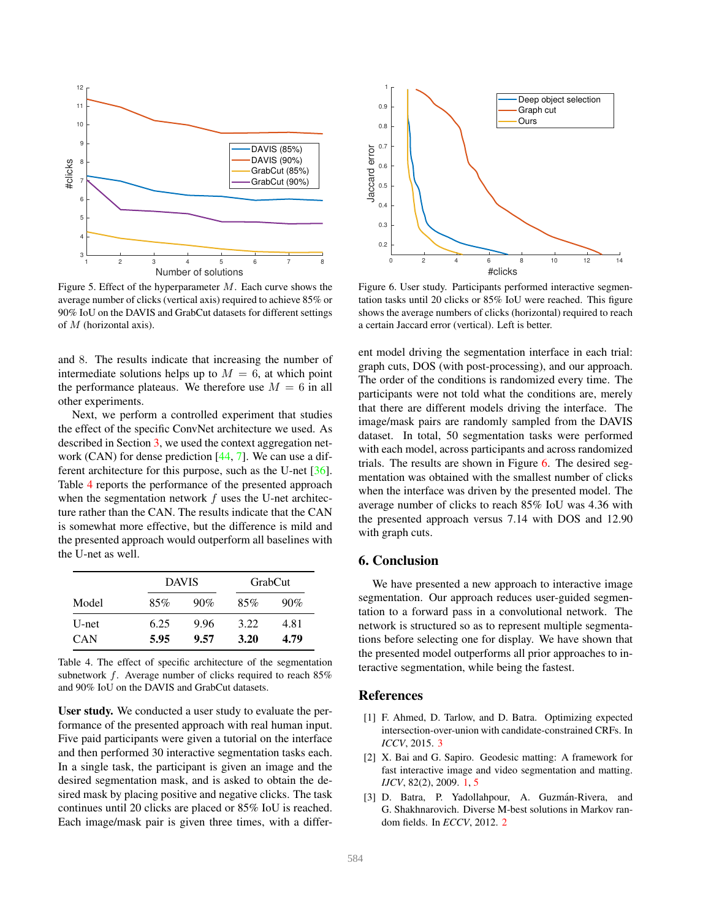Figure 5. Effect of the hyperparameter $M$. Each curve shows the average number of clicks (vertical axis) required to achieve 85% or 90% IoU on the DAVIS and GrabCut datasets for different settings of $M$ (horizontal axis).

Figure 6. User study. Participants performed interactive segmentation tasks until 20 clicks or 85% IoU were reached. This figure shows the average numbers of clicks (horizontal) required to reach a certain Jaccard error (vertical). Left is better.

and 8. The results indicate that increasing the number of intermediate solutions helps up to $M = 6$, at which point the performance plateaus. We therefore use $M = 6$ in all other experiments.

Next, we perform a controlled experiment that studies the effect of the specific ConvNet architecture we used. As described in Section 3, we used the context aggregation network (CAN) for dense prediction [44, 7]. We can use a different architecture for this purpose, such as the U-net [36]. Table 4 reports the performance of the presented approach when the segmentation network $f$ uses the U-net architecture rather than the CAN. The results indicate that the CAN is somewhat more effective, but the difference is mild and the presented approach would outperform all baselines with the U-net as well.

| | DAVIS | | GrabCut | |
|---|---|---|---|---|
| Model | 85% | 90% | 85% | 90% |
| U-net | 6.25 | 9.96 | 3.22 | 4.81 |
| CAN | **5.95** | **9.57** | **3.20** | **4.79** |

Table 4. The effect of specific architecture of the segmentation subnetwork $f$. Average number of clicks required to reach 85% and 90% IoU on the DAVIS and GrabCut datasets.

**User study.** We conducted a user study to evaluate the performance of the presented approach with real human input. Five paid participants were given a tutorial on the interface and then performed 30 interactive segmentation tasks each. In a single task, the participant is given an image and the desired segmentation mask, and is asked to obtain the desired mask by placing positive and negative clicks. The task continues until 20 clicks are placed or 85% IoU is reached. Each image/mask pair is given three times, with a different model driving the segmentation interface in each trial: graph cuts, DOS (with post-processing), and our approach. The order of the conditions is randomized every time. The participants were not told what the conditions are, merely that there are different models driving the interface. The image/mask pairs are randomly sampled from the DAVIS dataset. In total, 50 segmentation tasks were performed with each model, across participants and across randomized trials. The results are shown in Figure 6. The desired segmentation was obtained with the smallest number of clicks when the interface was driven by the presented model. The average number of clicks to reach 85% IoU was 4.36 with the presented approach versus 7.14 with DOS and 12.90 with graph cuts.

## 6. Conclusion

We have presented a new approach to interactive image segmentation. Our approach reduces user-guided segmentation to a forward pass in a convolutional network. The network is structured so as to represent multiple segmentations before selecting one for display. We have shown that the presented model outperforms all prior approaches to interactive segmentation, while being the fastest.

## References

[1] F. Ahmed, D. Tarlow, and D. Batra. Optimizing expected intersection-over-union with candidate-constrained CRFs. In *ICCV*, 2015. 3

[2] X. Bai and G. Sapiro. Geodesic matting: A framework for fast interactive image and video segmentation and matting. *IJCV*, 82(2), 2009. 1, 5

[3] D. Batra, P. Yadollahpour, A. Guzmán-Rivera, and G. Shakhnarovich. Diverse M-best solutions in Markov random fields. In *ECCV*, 2012. 2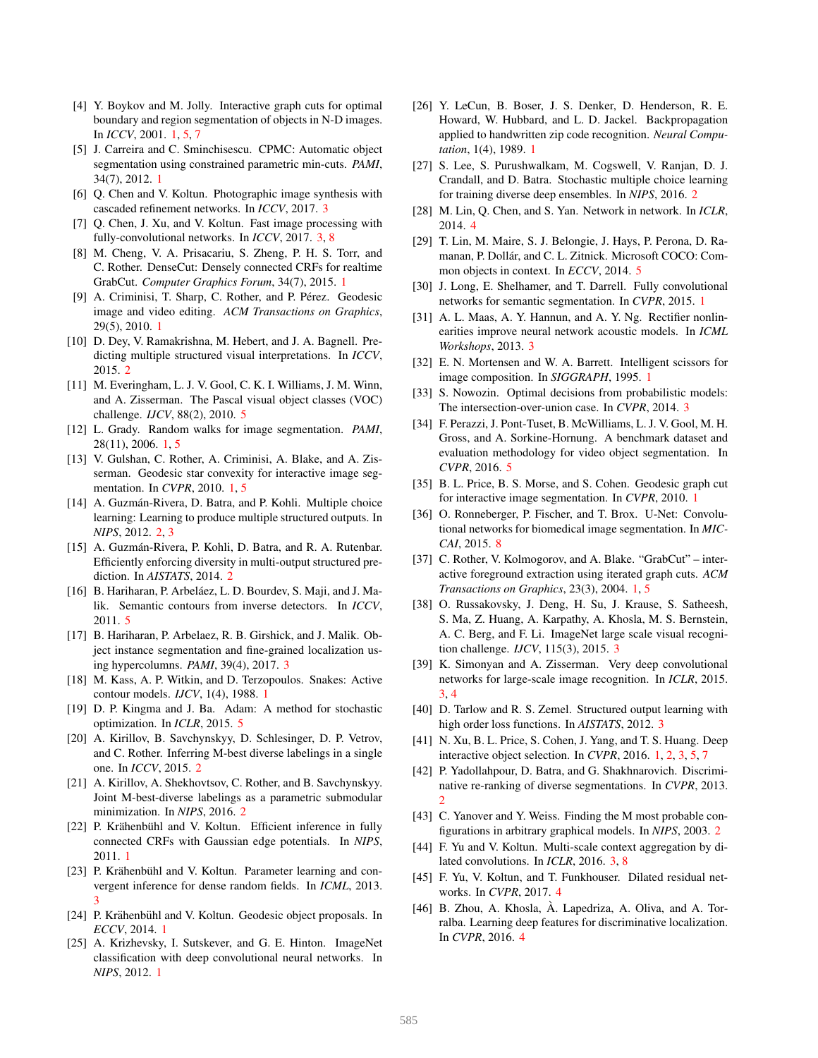- [4] Y. Boykov and M. Jolly. Interactive graph cuts for optimal boundary and region segmentation of objects in N-D images. In *ICCV*, 2001. 1, 5, 7
- [5] J. Carreira and C. Sminchisescu. CPMC: Automatic object segmentation using constrained parametric min-cuts. *PAMI*, 34(7), 2012. 1
- [6] Q. Chen and V. Koltun. Photographic image synthesis with cascaded refinement networks. In *ICCV*, 2017. 3
- [7] Q. Chen, J. Xu, and V. Koltun. Fast image processing with fully-convolutional networks. In *ICCV*, 2017. 3, 8
- [8] M. Cheng, V. A. Prisacariu, S. Zheng, P. H. S. Torr, and C. Rother. DenseCut: Densely connected CRFs for realtime GrabCut. *Computer Graphics Forum*, 34(7), 2015. 1
- [9] A. Criminisi, T. Sharp, C. Rother, and P. Pérez. Geodesic image and video editing. *ACM Transactions on Graphics*, 29(5), 2010. 1
- [10] D. Dey, V. Ramakrishna, M. Hebert, and J. A. Bagnell. Predicting multiple structured visual interpretations. In *ICCV*, 2015. 2
- [11] M. Everingham, L. J. V. Gool, C. K. I. Williams, J. M. Winn, and A. Zisserman. The Pascal visual object classes (VOC) challenge. *IJCV*, 88(2), 2010. 5
- [12] L. Grady. Random walks for image segmentation. *PAMI*, 28(11), 2006. 1, 5
- [13] V. Gulshan, C. Rother, A. Criminisi, A. Blake, and A. Zisserman. Geodesic star convexity for interactive image segmentation. In *CVPR*, 2010. 1, 5
- [14] A. Guzmán-Rivera, D. Batra, and P. Kohli. Multiple choice learning: Learning to produce multiple structured outputs. In *NIPS*, 2012. 2, 3
- [15] A. Guzmán-Rivera, P. Kohli, D. Batra, and R. A. Rutenbar. Efficiently enforcing diversity in multi-output structured prediction. In *AISTATS*, 2014. 2
- [16] B. Hariharan, P. Arbeláez, L. D. Bourdev, S. Maji, and J. Malik. Semantic contours from inverse detectors. In *ICCV*, 2011. 5
- [17] B. Hariharan, P. Arbelaez, R. B. Girshick, and J. Malik. Object instance segmentation and fine-grained localization using hypercolumns. *PAMI*, 39(4), 2017. 3
- [18] M. Kass, A. P. Witkin, and D. Terzopoulos. Snakes: Active contour models. *IJCV*, 1(4), 1988. 1
- [19] D. P. Kingma and J. Ba. Adam: A method for stochastic optimization. In *ICLR*, 2015. 5
- [20] A. Kirillov, B. Savchynskyy, D. Schlesinger, D. P. Vetrov, and C. Rother. Inferring M-best diverse labelings in a single one. In *ICCV*, 2015. 2
- [21] A. Kirillov, A. Shekhovtsov, C. Rother, and B. Savchynskyy. Joint M-best-diverse labelings as a parametric submodular minimization. In *NIPS*, 2016. 2
- [22] P. Krähenbühl and V. Koltun. Efficient inference in fully connected CRFs with Gaussian edge potentials. In *NIPS*, 2011. 1
- [23] P. Krähenbühl and V. Koltun. Parameter learning and convergent inference for dense random fields. In *ICML*, 2013. 3
- [24] P. Krähenbühl and V. Koltun. Geodesic object proposals. In *ECCV*, 2014. 1
- [25] A. Krizhevsky, I. Sutskever, and G. E. Hinton. ImageNet classification with deep convolutional neural networks. In *NIPS*, 2012. 1
- [26] Y. LeCun, B. Boser, J. S. Denker, D. Henderson, R. E. Howard, W. Hubbard, and L. D. Jackel. Backpropagation applied to handwritten zip code recognition. *Neural Computation*, 1(4), 1989. 1
- [27] S. Lee, S. Purushwalkam, M. Cogswell, V. Ranjan, D. J. Crandall, and D. Batra. Stochastic multiple choice learning for training diverse deep ensembles. In *NIPS*, 2016. 2
- [28] M. Lin, Q. Chen, and S. Yan. Network in network. In *ICLR*, 2014. 4
- [29] T. Lin, M. Maire, S. J. Belongie, J. Hays, P. Perona, D. Ramanan, P. Dollár, and C. L. Zitnick. Microsoft COCO: Common objects in context. In *ECCV*, 2014. 5
- [30] J. Long, E. Shelhamer, and T. Darrell. Fully convolutional networks for semantic segmentation. In *CVPR*, 2015. 1
- [31] A. L. Maas, A. Y. Hannun, and A. Y. Ng. Rectifier nonlinearities improve neural network acoustic models. In *ICML Workshops*, 2013. 3
- [32] E. N. Mortensen and W. A. Barrett. Intelligent scissors for image composition. In *SIGGRAPH*, 1995. 1
- [33] S. Nowozin. Optimal decisions from probabilistic models: The intersection-over-union case. In *CVPR*, 2014. 3
- [34] F. Perazzi, J. Pont-Tuset, B. McWilliams, L. J. V. Gool, M. H. Gross, and A. Sorkine-Hornung. A benchmark dataset and evaluation methodology for video object segmentation. In *CVPR*, 2016. 5
- [35] B. L. Price, B. S. Morse, and S. Cohen. Geodesic graph cut for interactive image segmentation. In *CVPR*, 2010. 1
- [36] O. Ronneberger, P. Fischer, and T. Brox. U-Net: Convolutional networks for biomedical image segmentation. In *MICCAI*, 2015. 8
- [37] C. Rother, V. Kolmogorov, and A. Blake. "GrabCut" – interactive foreground extraction using iterated graph cuts. *ACM Transactions on Graphics*, 23(3), 2004. 1, 5
- [38] O. Russakovsky, J. Deng, H. Su, J. Krause, S. Satheesh, S. Ma, Z. Huang, A. Karpathy, A. Khosla, M. S. Bernstein, A. C. Berg, and F. Li. ImageNet large scale visual recognition challenge. *IJCV*, 115(3), 2015. 3
- [39] K. Simonyan and A. Zisserman. Very deep convolutional networks for large-scale image recognition. In *ICLR*, 2015. 3, 4
- [40] D. Tarlow and R. S. Zemel. Structured output learning with high order loss functions. In *AISTATS*, 2012. 3
- [41] N. Xu, B. L. Price, S. Cohen, J. Yang, and T. S. Huang. Deep interactive object selection. In *CVPR*, 2016. 1, 2, 3, 5, 7
- [42] P. Yadollahpour, D. Batra, and G. Shakhnarovich. Discriminative re-ranking of diverse segmentations. In *CVPR*, 2013. 2
- [43] C. Yanover and Y. Weiss. Finding the M most probable configurations in arbitrary graphical models. In *NIPS*, 2003. 2
- [44] F. Yu and V. Koltun. Multi-scale context aggregation by dilated convolutions. In *ICLR*, 2016. 3, 8
- [45] F. Yu, V. Koltun, and T. Funkhouser. Dilated residual networks. In *CVPR*, 2017. 4
- [46] B. Zhou, A. Khosla, À. Lapedriza, A. Oliva, and A. Torralba. Learning deep features for discriminative localization. In *CVPR*, 2016. 4